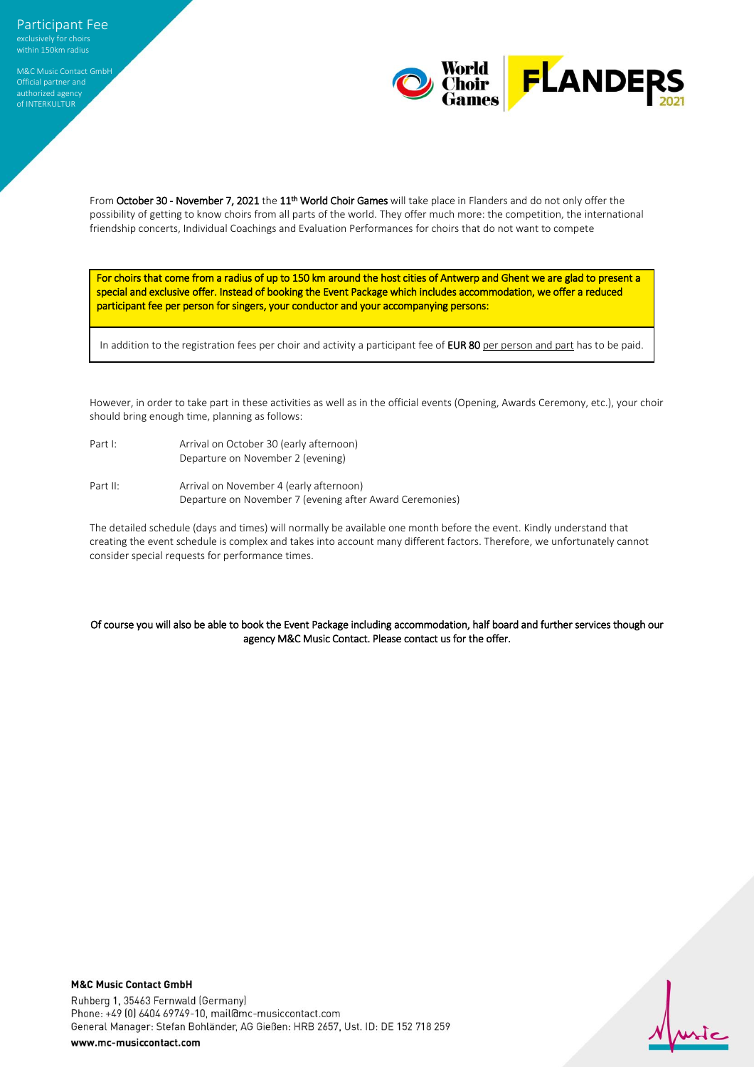# Participant Fee

exclusively for choirs within 150km radius

M&C Music Contact GmbH
Official partner and authorized agency of INTERKULTUR

From **October 30 - November 7, 2021** the **11th World Choir Games** will take place in Flanders and do not only offer the possibility of getting to know choirs from all parts of the world. They offer much more: the competition, the international friendship concerts, Individual Coachings and Evaluation Performances for choirs that do not want to compete

For choirs that come from a radius of up to 150 km around the host cities of Antwerp and Ghent we are glad to present a special and exclusive offer. Instead of booking the Event Package which includes accommodation, we offer a reduced participant fee per person for singers, your conductor and your accompanying persons:

In addition to the registration fees per choir and activity a participant fee of **EUR 80** per person and part has to be paid.

However, in order to take part in these activities as well as in the official events (Opening, Awards Ceremony, etc.), your choir should bring enough time, planning as follows:

Part I: Arrival on October 30 (early afternoon)
Departure on November 2 (evening)

Part II: Arrival on November 4 (early afternoon)
Departure on November 7 (evening after Award Ceremonies)

The detailed schedule (days and times) will normally be available one month before the event. Kindly understand that creating the event schedule is complex and takes into account many different factors. Therefore, we unfortunately cannot consider special requests for performance times.

Of course you will also be able to book the Event Package including accommodation, half board and further services though our agency M&C Music Contact. Please contact us for the offer.

**M&C Music Contact GmbH**
Ruhberg 1, 35463 Fernwald (Germany)
Phone: +49 (0) 6404 69749-10, mail@mc-musiccontact.com
General Manager: Stefan Bohländer, AG Gießen: HRB 2657, Ust. ID: DE 152 718 259
**www.mc-musiccontact.com**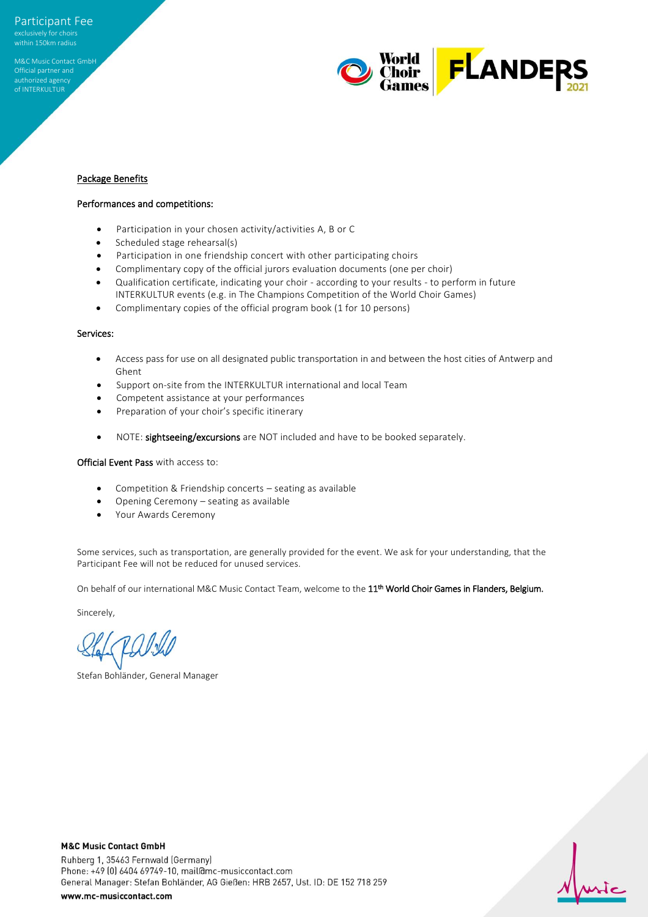Participant Fee
exclusively for choirs
within 150km radius

M&C Music Contact GmbH
Official partner and
authorized agency
of INTERKULTUR

## Package Benefits

### Performances and competitions:

- Participation in your chosen activity/activities A, B or C
- Scheduled stage rehearsal(s)
- Participation in one friendship concert with other participating choirs
- Complimentary copy of the official jurors evaluation documents (one per choir)
- Qualification certificate, indicating your choir - according to your results - to perform in future INTERKULTUR events (e.g. in The Champions Competition of the World Choir Games)
- Complimentary copies of the official program book (1 for 10 persons)

### Services:

- Access pass for use on all designated public transportation in and between the host cities of Antwerp and Ghent
- Support on-site from the INTERKULTUR international and local Team
- Competent assistance at your performances
- Preparation of your choir's specific itinerary
- NOTE: **sightseeing/excursions** are NOT included and have to be booked separately.

**Official Event Pass** with access to:

- Competition & Friendship concerts – seating as available
- Opening Ceremony – seating as available
- Your Awards Ceremony

Some services, such as transportation, are generally provided for the event. We ask for your understanding, that the Participant Fee will not be reduced for unused services.

On behalf of our international M&C Music Contact Team, welcome to the **11th World Choir Games in Flanders, Belgium.**

Sincerely,

Stefan Bohländer, General Manager

**M&C Music Contact GmbH**
Ruhberg 1, 35463 Fernwald (Germany)
Phone: +49 (0) 6404 69749-10, mail@mc-musiccontact.com
General Manager: Stefan Bohländer, AG Gießen: HRB 2657, Ust. ID: DE 152 718 259
**www.mc-musiccontact.com**